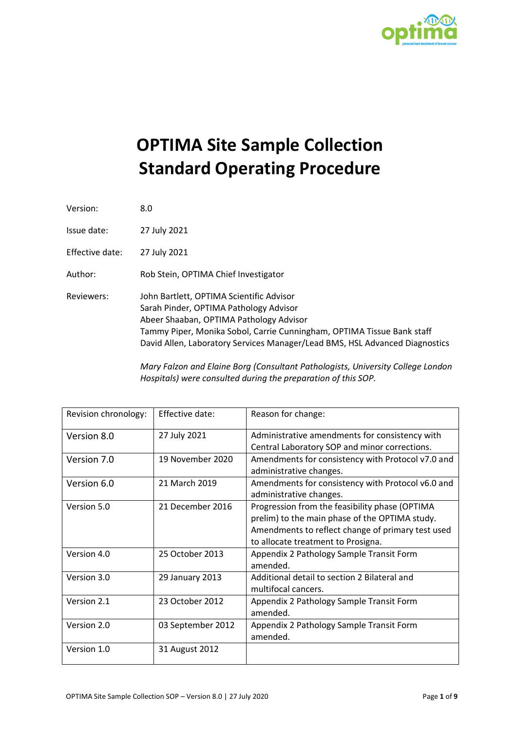# OPTIMA Site Sample Collection Standard Operating Procedure

Version: 8.0

Issue date: 27 July 2021

Effective date: 27 July 2021

Author: Rob Stein, OPTIMA Chief Investigator

Reviewers: John Bartlett, OPTIMA Scientific Advisor
Sarah Pinder, OPTIMA Pathology Advisor
Abeer Shaaban, OPTIMA Pathology Advisor
Tammy Piper, Monika Sobol, Carrie Cunningham, OPTIMA Tissue Bank staff
David Allen, Laboratory Services Manager/Lead BMS, HSL Advanced Diagnostics

*Mary Falzon and Elaine Borg (Consultant Pathologists, University College London Hospitals) were consulted during the preparation of this SOP.*

| Revision chronology: | Effective date: | Reason for change: |
|---|---|---|
| Version 8.0 | 27 July 2021 | Administrative amendments for consistency with Central Laboratory SOP and minor corrections. |
| Version 7.0 | 19 November 2020 | Amendments for consistency with Protocol v7.0 and administrative changes. |
| Version 6.0 | 21 March 2019 | Amendments for consistency with Protocol v6.0 and administrative changes. |
| Version 5.0 | 21 December 2016 | Progression from the feasibility phase (OPTIMA prelim) to the main phase of the OPTIMA study. Amendments to reflect change of primary test used to allocate treatment to Prosigna. |
| Version 4.0 | 25 October 2013 | Appendix 2 Pathology Sample Transit Form amended. |
| Version 3.0 | 29 January 2013 | Additional detail to section 2 Bilateral and multifocal cancers. |
| Version 2.1 | 23 October 2012 | Appendix 2 Pathology Sample Transit Form amended. |
| Version 2.0 | 03 September 2012 | Appendix 2 Pathology Sample Transit Form amended. |
| Version 1.0 | 31 August 2012 | |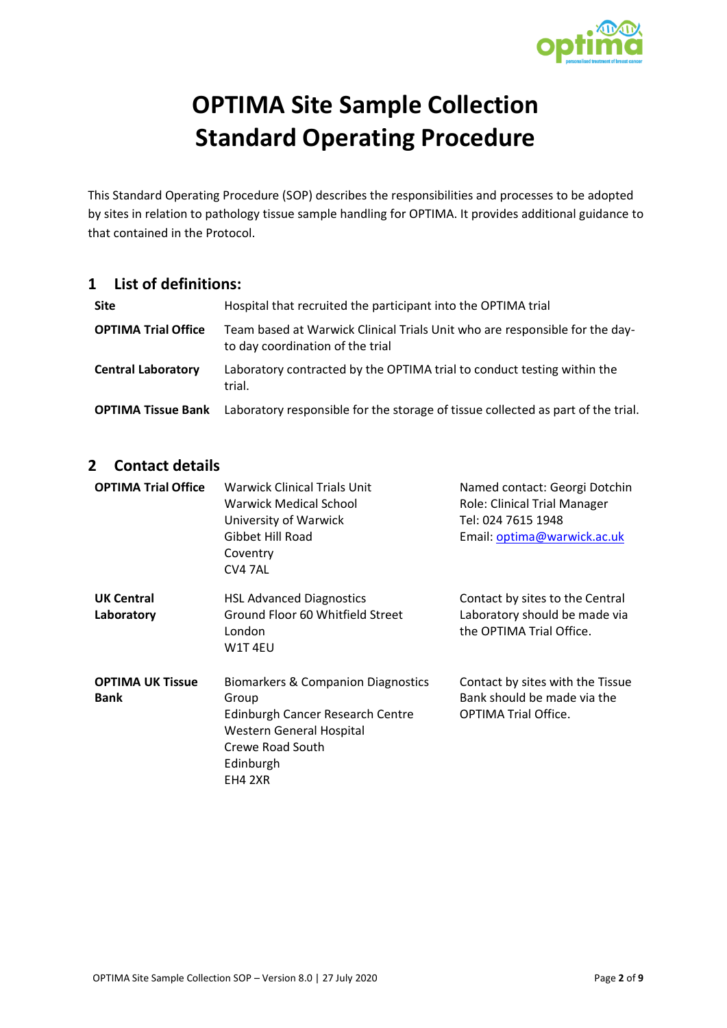# OPTIMA Site Sample Collection Standard Operating Procedure

This Standard Operating Procedure (SOP) describes the responsibilities and processes to be adopted by sites in relation to pathology tissue sample handling for OPTIMA. It provides additional guidance to that contained in the Protocol.

## 1 List of definitions:

| | |
|---|---|
| **Site** | Hospital that recruited the participant into the OPTIMA trial |
| **OPTIMA Trial Office** | Team based at Warwick Clinical Trials Unit who are responsible for the day-to day coordination of the trial |
| **Central Laboratory** | Laboratory contracted by the OPTIMA trial to conduct testing within the trial. |
| **OPTIMA Tissue Bank** | Laboratory responsible for the storage of tissue collected as part of the trial. |

## 2 Contact details

| | | |
|---|---|---|
| **OPTIMA Trial Office** | Warwick Clinical Trials Unit<br>Warwick Medical School<br>University of Warwick<br>Gibbet Hill Road<br>Coventry<br>CV4 7AL | Named contact: Georgi Dotchin<br>Role: Clinical Trial Manager<br>Tel: 024 7615 1948<br>Email: optima@warwick.ac.uk |
| **UK Central Laboratory** | HSL Advanced Diagnostics<br>Ground Floor 60 Whitfield Street<br>London<br>W1T 4EU | Contact by sites to the Central Laboratory should be made via the OPTIMA Trial Office. |
| **OPTIMA UK Tissue Bank** | Biomarkers & Companion Diagnostics Group<br>Edinburgh Cancer Research Centre<br>Western General Hospital<br>Crewe Road South<br>Edinburgh<br>EH4 2XR | Contact by sites with the Tissue Bank should be made via the OPTIMA Trial Office. |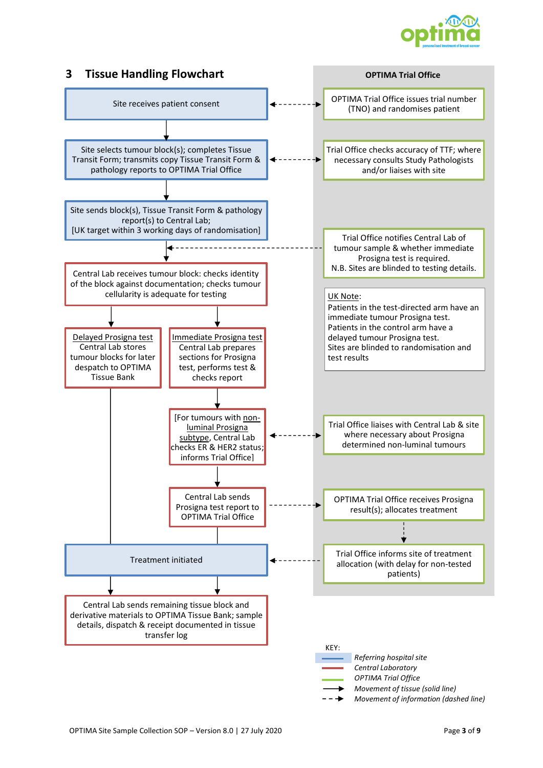## 3 Tissue Handling Flowchart

**OPTIMA Trial Office**

Site receives patient consent ↔ OPTIMA Trial Office issues trial number (TNO) and randomises patient

↓

Site selects tumour block(s); completes Tissue Transit Form; transmits copy Tissue Transit Form & pathology reports to OPTIMA Trial Office ↔ Trial Office checks accuracy of TTF; where necessary consults Study Pathologists and/or liaises with site

↓

Site sends block(s), Tissue Transit Form & pathology report(s) to Central Lab;
[UK target within 3 working days of randomisation]

↓ ← Trial Office notifies Central Lab of tumour sample & whether immediate Prosigna test is required.
N.B. Sites are blinded to testing details.

Central Lab receives tumour block: checks identity of the block against documentation; checks tumour cellularity is adequate for testing

<u>UK Note</u>:
Patients in the test-directed arm have an immediate tumour Prosigna test.
Patients in the control arm have a delayed tumour Prosigna test.
Sites are blinded to randomisation and test results

↓ (two branches)

<u>Delayed Prosigna test</u>
Central Lab stores tumour blocks for later despatch to OPTIMA Tissue Bank

<u>Immediate Prosigna test</u>
Central Lab prepares sections for Prosigna test, performs test & checks report

↓

[For tumours with <u>non-luminal Prosigna subtype</u>, Central Lab checks ER & HER2 status; informs Trial Office] ↔ Trial Office liaises with Central Lab & site where necessary about Prosigna determined non-luminal tumours

↓

Central Lab sends Prosigna test report to OPTIMA Trial Office → OPTIMA Trial Office receives Prosigna result(s); allocates treatment

↓

Treatment initiated ← Trial Office informs site of treatment allocation (with delay for non-tested patients)

↓

Central Lab sends remaining tissue block and derivative materials to OPTIMA Tissue Bank; sample details, dispatch & receipt documented in tissue transfer log

KEY:
- *Referring hospital site* (blue)
- *Central Laboratory* (red)
- *OPTIMA Trial Office* (green)
- *Movement of tissue (solid line)*
- *Movement of information (dashed line)*

OPTIMA Site Sample Collection SOP – Version 8.0 | 27 July 2020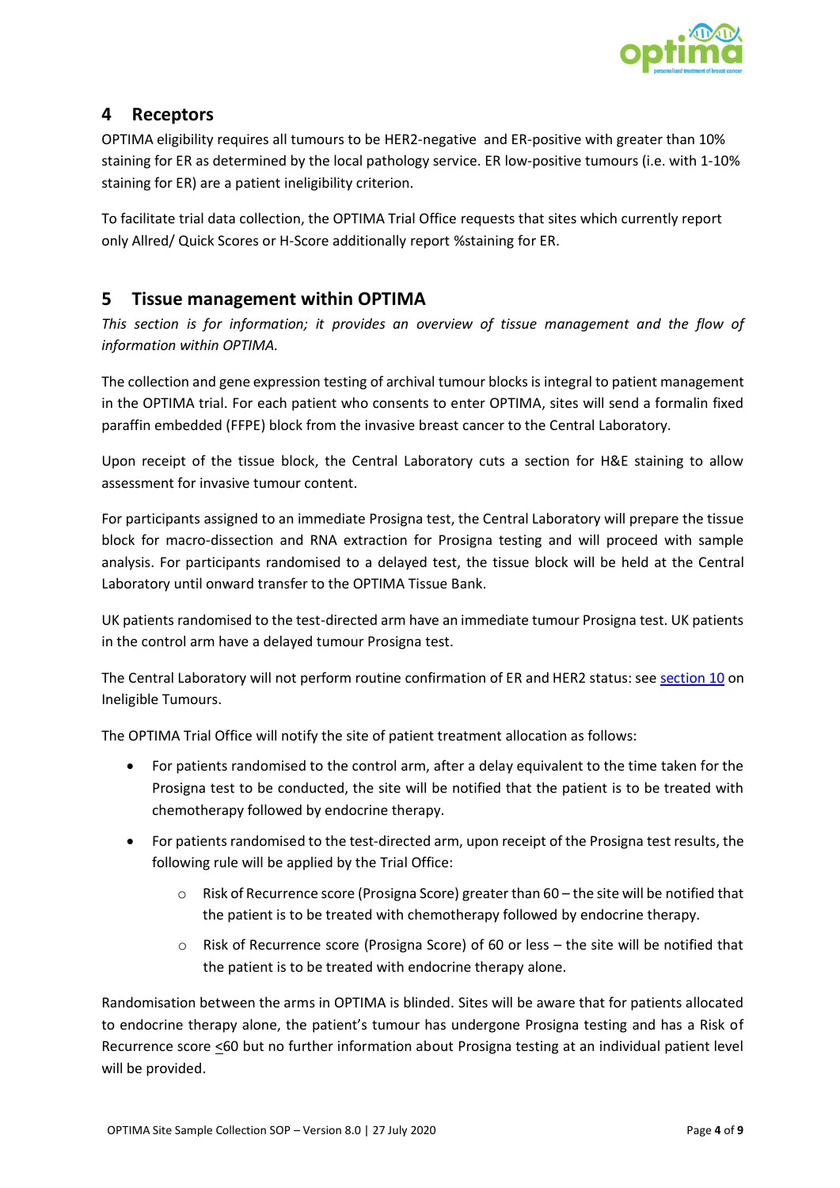## 4 Receptors

OPTIMA eligibility requires all tumours to be HER2-negative and ER-positive with greater than 10% staining for ER as determined by the local pathology service. ER low-positive tumours (i.e. with 1-10% staining for ER) are a patient ineligibility criterion.

To facilitate trial data collection, the OPTIMA Trial Office requests that sites which currently report only Allred/ Quick Scores or H-Score additionally report %staining for ER.

## 5 Tissue management within OPTIMA

*This section is for information; it provides an overview of tissue management and the flow of information within OPTIMA.*

The collection and gene expression testing of archival tumour blocks is integral to patient management in the OPTIMA trial. For each patient who consents to enter OPTIMA, sites will send a formalin fixed paraffin embedded (FFPE) block from the invasive breast cancer to the Central Laboratory.

Upon receipt of the tissue block, the Central Laboratory cuts a section for H&E staining to allow assessment for invasive tumour content.

For participants assigned to an immediate Prosigna test, the Central Laboratory will prepare the tissue block for macro-dissection and RNA extraction for Prosigna testing and will proceed with sample analysis. For participants randomised to a delayed test, the tissue block will be held at the Central Laboratory until onward transfer to the OPTIMA Tissue Bank.

UK patients randomised to the test-directed arm have an immediate tumour Prosigna test. UK patients in the control arm have a delayed tumour Prosigna test.

The Central Laboratory will not perform routine confirmation of ER and HER2 status: see section 10 on Ineligible Tumours.

The OPTIMA Trial Office will notify the site of patient treatment allocation as follows:

- For patients randomised to the control arm, after a delay equivalent to the time taken for the Prosigna test to be conducted, the site will be notified that the patient is to be treated with chemotherapy followed by endocrine therapy.
- For patients randomised to the test-directed arm, upon receipt of the Prosigna test results, the following rule will be applied by the Trial Office:
    - Risk of Recurrence score (Prosigna Score) greater than 60 – the site will be notified that the patient is to be treated with chemotherapy followed by endocrine therapy.
    - Risk of Recurrence score (Prosigna Score) of 60 or less – the site will be notified that the patient is to be treated with endocrine therapy alone.

Randomisation between the arms in OPTIMA is blinded. Sites will be aware that for patients allocated to endocrine therapy alone, the patient's tumour has undergone Prosigna testing and has a Risk of Recurrence score ≤60 but no further information about Prosigna testing at an individual patient level will be provided.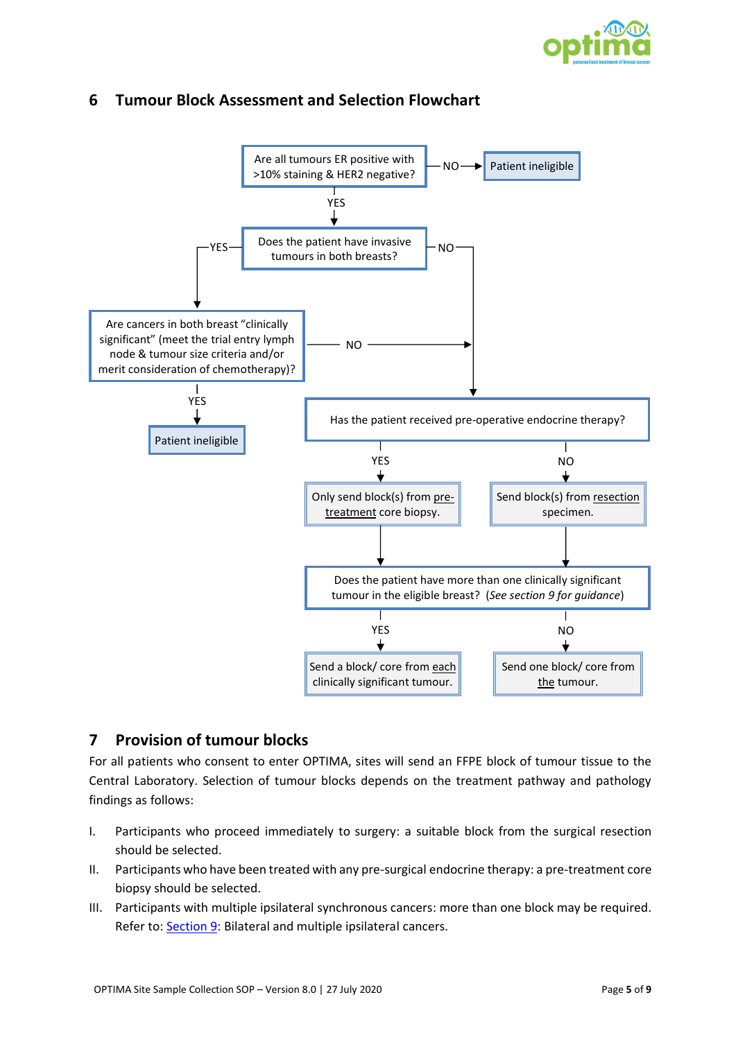## 6 Tumour Block Assessment and Selection Flowchart

Are all tumours ER positive with >10% staining & HER2 negative?
- NO → Patient ineligible
- YES → Does the patient have invasive tumours in both breasts?
  - YES → Are cancers in both breast "clinically significant" (meet the trial entry lymph node & tumour size criteria and/or merit consideration of chemotherapy)?
    - YES → Patient ineligible
    - NO → Has the patient received pre-operative endocrine therapy?
  - NO → Has the patient received pre-operative endocrine therapy?

Has the patient received pre-operative endocrine therapy?
- YES → Only send block(s) from pre-treatment core biopsy.
- NO → Send block(s) from resection specimen.

Does the patient have more than one clinically significant tumour in the eligible breast? (*See section 9 for guidance*)
- YES → Send a block/ core from each clinically significant tumour.
- NO → Send one block/ core from the tumour.

## 7 Provision of tumour blocks

For all patients who consent to enter OPTIMA, sites will send an FFPE block of tumour tissue to the Central Laboratory. Selection of tumour blocks depends on the treatment pathway and pathology findings as follows:

I. Participants who proceed immediately to surgery: a suitable block from the surgical resection should be selected.

II. Participants who have been treated with any pre-surgical endocrine therapy: a pre-treatment core biopsy should be selected.

III. Participants with multiple ipsilateral synchronous cancers: more than one block may be required. Refer to: Section 9: Bilateral and multiple ipsilateral cancers.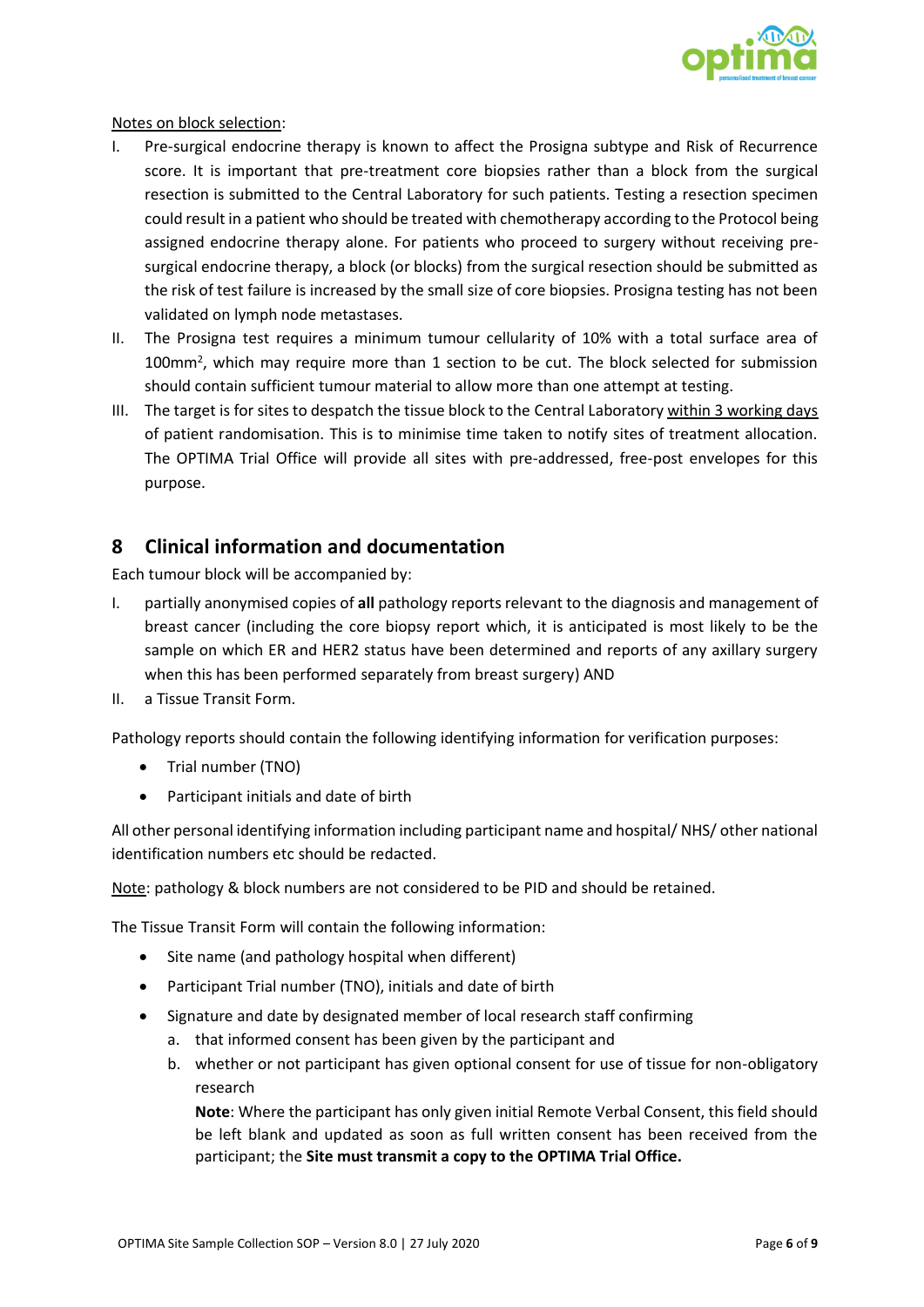<u>Notes on block selection</u>:

I. Pre-surgical endocrine therapy is known to affect the Prosigna subtype and Risk of Recurrence score. It is important that pre-treatment core biopsies rather than a block from the surgical resection is submitted to the Central Laboratory for such patients. Testing a resection specimen could result in a patient who should be treated with chemotherapy according to the Protocol being assigned endocrine therapy alone. For patients who proceed to surgery without receiving pre-surgical endocrine therapy, a block (or blocks) from the surgical resection should be submitted as the risk of test failure is increased by the small size of core biopsies. Prosigna testing has not been validated on lymph node metastases.

II. The Prosigna test requires a minimum tumour cellularity of 10% with a total surface area of $100mm^2$, which may require more than 1 section to be cut. The block selected for submission should contain sufficient tumour material to allow more than one attempt at testing.

III. The target is for sites to despatch the tissue block to the Central Laboratory <u>within 3 working days</u> of patient randomisation. This is to minimise time taken to notify sites of treatment allocation. The OPTIMA Trial Office will provide all sites with pre-addressed, free-post envelopes for this purpose.

## 8 Clinical information and documentation

Each tumour block will be accompanied by:

I. partially anonymised copies of **all** pathology reports relevant to the diagnosis and management of breast cancer (including the core biopsy report which, it is anticipated is most likely to be the sample on which ER and HER2 status have been determined and reports of any axillary surgery when this has been performed separately from breast surgery) AND

II. a Tissue Transit Form.

Pathology reports should contain the following identifying information for verification purposes:

- Trial number (TNO)
- Participant initials and date of birth

All other personal identifying information including participant name and hospital/ NHS/ other national identification numbers etc should be redacted.

<u>Note</u>: pathology & block numbers are not considered to be PID and should be retained.

The Tissue Transit Form will contain the following information:

- Site name (and pathology hospital when different)
- Participant Trial number (TNO), initials and date of birth
- Signature and date by designated member of local research staff confirming
    a. that informed consent has been given by the participant and
    b. whether or not participant has given optional consent for use of tissue for non-obligatory research

    **Note**: Where the participant has only given initial Remote Verbal Consent, this field should be left blank and updated as soon as full written consent has been received from the participant; the **Site must transmit a copy to the OPTIMA Trial Office.**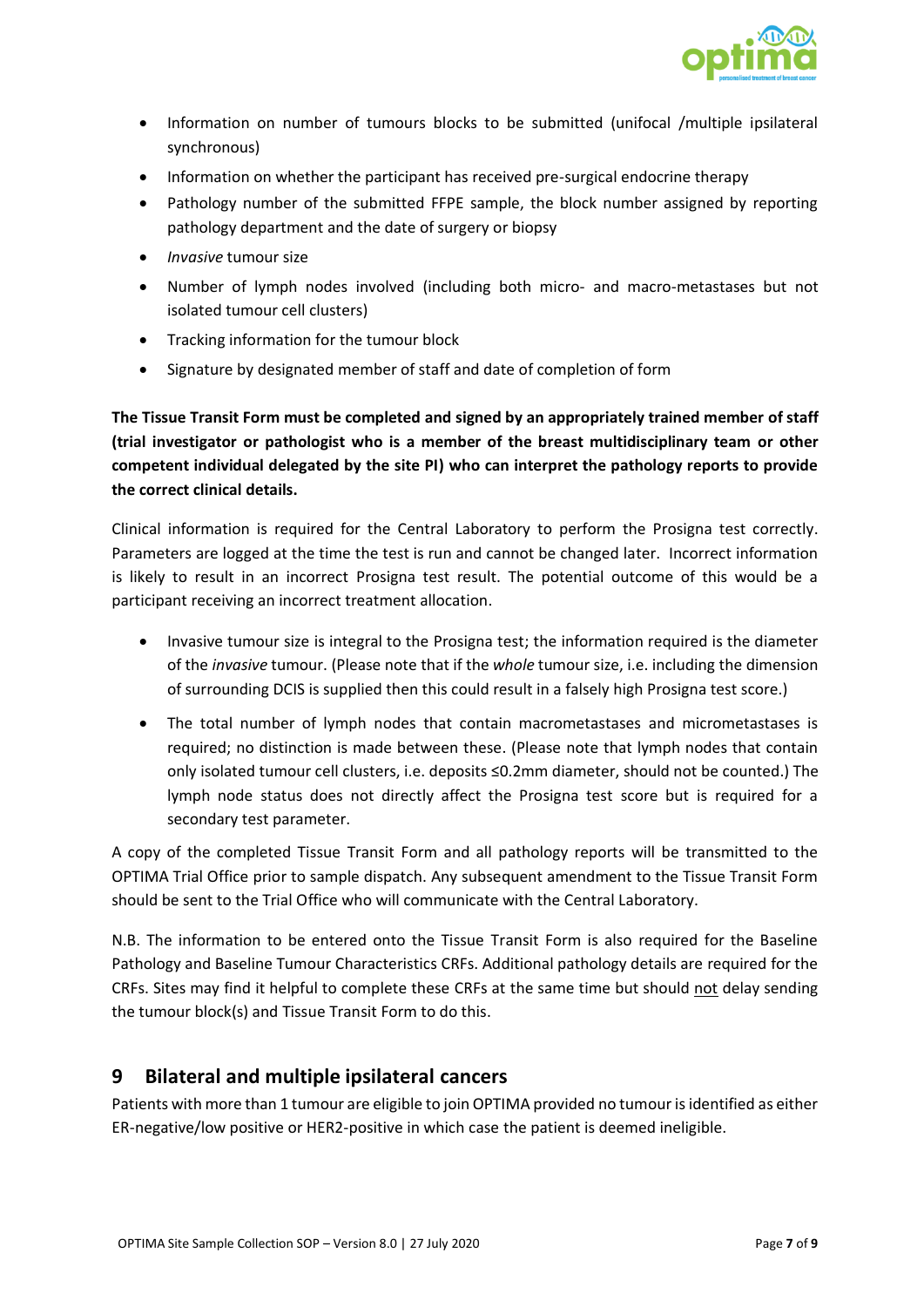- Information on number of tumours blocks to be submitted (unifocal /multiple ipsilateral synchronous)
- Information on whether the participant has received pre-surgical endocrine therapy
- Pathology number of the submitted FFPE sample, the block number assigned by reporting pathology department and the date of surgery or biopsy
- *Invasive* tumour size
- Number of lymph nodes involved (including both micro- and macro-metastases but not isolated tumour cell clusters)
- Tracking information for the tumour block
- Signature by designated member of staff and date of completion of form

**The Tissue Transit Form must be completed and signed by an appropriately trained member of staff (trial investigator or pathologist who is a member of the breast multidisciplinary team or other competent individual delegated by the site PI) who can interpret the pathology reports to provide the correct clinical details.**

Clinical information is required for the Central Laboratory to perform the Prosigna test correctly. Parameters are logged at the time the test is run and cannot be changed later. Incorrect information is likely to result in an incorrect Prosigna test result. The potential outcome of this would be a participant receiving an incorrect treatment allocation.

- Invasive tumour size is integral to the Prosigna test; the information required is the diameter of the *invasive* tumour. (Please note that if the *whole* tumour size, i.e. including the dimension of surrounding DCIS is supplied then this could result in a falsely high Prosigna test score.)
- The total number of lymph nodes that contain macrometastases and micrometastases is required; no distinction is made between these. (Please note that lymph nodes that contain only isolated tumour cell clusters, i.e. deposits ≤0.2mm diameter, should not be counted.) The lymph node status does not directly affect the Prosigna test score but is required for a secondary test parameter.

A copy of the completed Tissue Transit Form and all pathology reports will be transmitted to the OPTIMA Trial Office prior to sample dispatch. Any subsequent amendment to the Tissue Transit Form should be sent to the Trial Office who will communicate with the Central Laboratory.

N.B. The information to be entered onto the Tissue Transit Form is also required for the Baseline Pathology and Baseline Tumour Characteristics CRFs. Additional pathology details are required for the CRFs. Sites may find it helpful to complete these CRFs at the same time but should not delay sending the tumour block(s) and Tissue Transit Form to do this.

# 9 Bilateral and multiple ipsilateral cancers

Patients with more than 1 tumour are eligible to join OPTIMA provided no tumour is identified as either ER-negative/low positive or HER2-positive in which case the patient is deemed ineligible.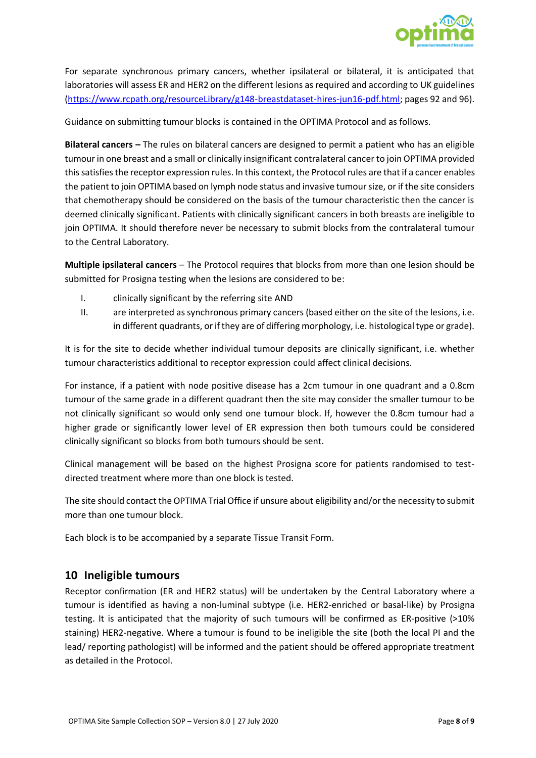For separate synchronous primary cancers, whether ipsilateral or bilateral, it is anticipated that laboratories will assess ER and HER2 on the different lesions as required and according to UK guidelines (https://www.rcpath.org/resourceLibrary/g148-breastdataset-hires-jun16-pdf.html; pages 92 and 96).

Guidance on submitting tumour blocks is contained in the OPTIMA Protocol and as follows.

**Bilateral cancers –** The rules on bilateral cancers are designed to permit a patient who has an eligible tumour in one breast and a small or clinically insignificant contralateral cancer to join OPTIMA provided this satisfies the receptor expression rules. In this context, the Protocol rules are that if a cancer enables the patient to join OPTIMA based on lymph node status and invasive tumour size, or if the site considers that chemotherapy should be considered on the basis of the tumour characteristic then the cancer is deemed clinically significant. Patients with clinically significant cancers in both breasts are ineligible to join OPTIMA. It should therefore never be necessary to submit blocks from the contralateral tumour to the Central Laboratory.

**Multiple ipsilateral cancers** – The Protocol requires that blocks from more than one lesion should be submitted for Prosigna testing when the lesions are considered to be:

I. clinically significant by the referring site AND
II. are interpreted as synchronous primary cancers (based either on the site of the lesions, i.e. in different quadrants, or if they are of differing morphology, i.e. histological type or grade).

It is for the site to decide whether individual tumour deposits are clinically significant, i.e. whether tumour characteristics additional to receptor expression could affect clinical decisions.

For instance, if a patient with node positive disease has a 2cm tumour in one quadrant and a 0.8cm tumour of the same grade in a different quadrant then the site may consider the smaller tumour to be not clinically significant so would only send one tumour block. If, however the 0.8cm tumour had a higher grade or significantly lower level of ER expression then both tumours could be considered clinically significant so blocks from both tumours should be sent.

Clinical management will be based on the highest Prosigna score for patients randomised to test-directed treatment where more than one block is tested.

The site should contact the OPTIMA Trial Office if unsure about eligibility and/or the necessity to submit more than one tumour block.

Each block is to be accompanied by a separate Tissue Transit Form.

## 10 Ineligible tumours

Receptor confirmation (ER and HER2 status) will be undertaken by the Central Laboratory where a tumour is identified as having a non-luminal subtype (i.e. HER2-enriched or basal-like) by Prosigna testing. It is anticipated that the majority of such tumours will be confirmed as ER-positive (>10% staining) HER2-negative. Where a tumour is found to be ineligible the site (both the local PI and the lead/ reporting pathologist) will be informed and the patient should be offered appropriate treatment as detailed in the Protocol.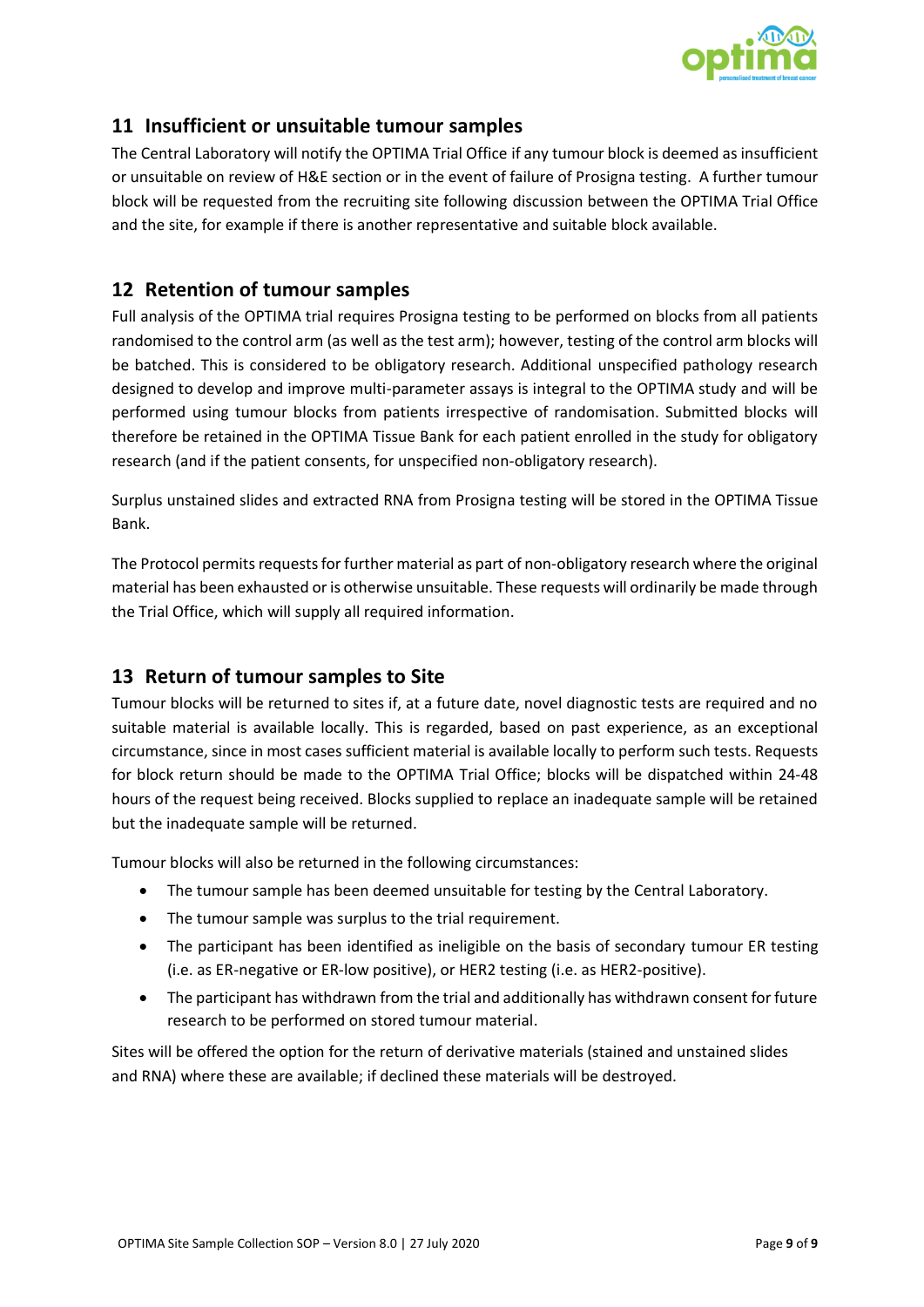## 11 Insufficient or unsuitable tumour samples

The Central Laboratory will notify the OPTIMA Trial Office if any tumour block is deemed as insufficient or unsuitable on review of H&E section or in the event of failure of Prosigna testing. A further tumour block will be requested from the recruiting site following discussion between the OPTIMA Trial Office and the site, for example if there is another representative and suitable block available.

## 12 Retention of tumour samples

Full analysis of the OPTIMA trial requires Prosigna testing to be performed on blocks from all patients randomised to the control arm (as well as the test arm); however, testing of the control arm blocks will be batched. This is considered to be obligatory research. Additional unspecified pathology research designed to develop and improve multi-parameter assays is integral to the OPTIMA study and will be performed using tumour blocks from patients irrespective of randomisation. Submitted blocks will therefore be retained in the OPTIMA Tissue Bank for each patient enrolled in the study for obligatory research (and if the patient consents, for unspecified non-obligatory research).

Surplus unstained slides and extracted RNA from Prosigna testing will be stored in the OPTIMA Tissue Bank.

The Protocol permits requests for further material as part of non-obligatory research where the original material has been exhausted or is otherwise unsuitable. These requests will ordinarily be made through the Trial Office, which will supply all required information.

## 13 Return of tumour samples to Site

Tumour blocks will be returned to sites if, at a future date, novel diagnostic tests are required and no suitable material is available locally. This is regarded, based on past experience, as an exceptional circumstance, since in most cases sufficient material is available locally to perform such tests. Requests for block return should be made to the OPTIMA Trial Office; blocks will be dispatched within 24-48 hours of the request being received. Blocks supplied to replace an inadequate sample will be retained but the inadequate sample will be returned.

Tumour blocks will also be returned in the following circumstances:

- The tumour sample has been deemed unsuitable for testing by the Central Laboratory.
- The tumour sample was surplus to the trial requirement.
- The participant has been identified as ineligible on the basis of secondary tumour ER testing (i.e. as ER-negative or ER-low positive), or HER2 testing (i.e. as HER2-positive).
- The participant has withdrawn from the trial and additionally has withdrawn consent for future research to be performed on stored tumour material.

Sites will be offered the option for the return of derivative materials (stained and unstained slides and RNA) where these are available; if declined these materials will be destroyed.